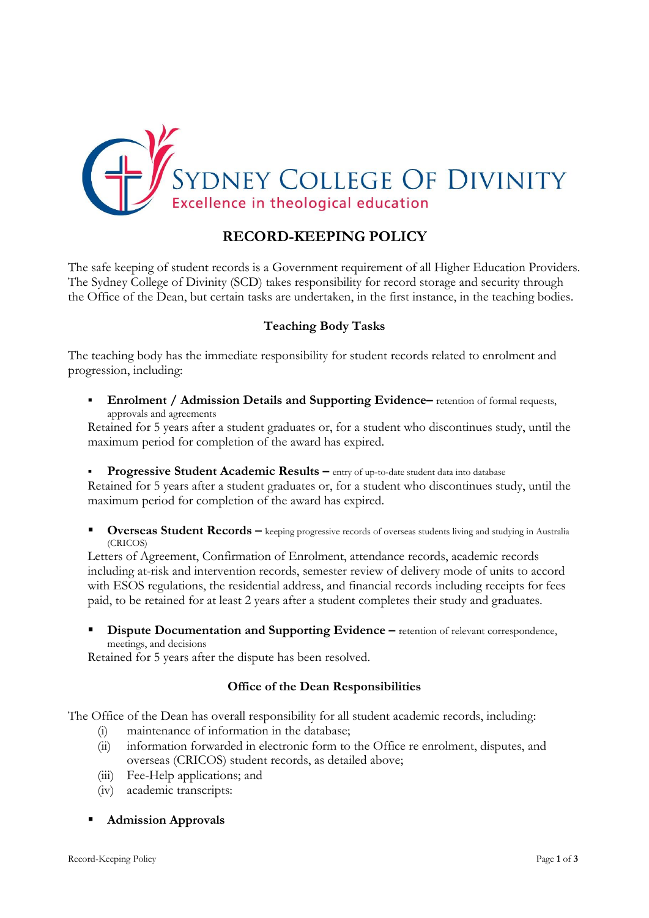SYDNEY COLLEGE OF DIVINITY

Excellence in theological education

# RECORD-KEEPING POLICY

The safe keeping of student records is a Government requirement of all Higher Education Providers. The Sydney College of Divinity (SCD) takes responsibility for record storage and security through the Office of the Dean, but certain tasks are undertaken, in the first instance, in the teaching bodies.

## Teaching Body Tasks

The teaching body has the immediate responsibility for student records related to enrolment and progression, including:

- **Enrolment / Admission Details and Supporting Evidence–** retention of formal requests, approvals and agreements

  Retained for 5 years after a student graduates or, for a student who discontinues study, until the maximum period for completion of the award has expired.

- **Progressive Student Academic Results –** entry of up-to-date student data into database

  Retained for 5 years after a student graduates or, for a student who discontinues study, until the maximum period for completion of the award has expired.

- **Overseas Student Records –** keeping progressive records of overseas students living and studying in Australia (CRICOS)

  Letters of Agreement, Confirmation of Enrolment, attendance records, academic records including at-risk and intervention records, semester review of delivery mode of units to accord with ESOS regulations, the residential address, and financial records including receipts for fees paid, to be retained for at least 2 years after a student completes their study and graduates.

- **Dispute Documentation and Supporting Evidence –** retention of relevant correspondence, meetings, and decisions

  Retained for 5 years after the dispute has been resolved.

## Office of the Dean Responsibilities

The Office of the Dean has overall responsibility for all student academic records, including:

(i) maintenance of information in the database;
(ii) information forwarded in electronic form to the Office re enrolment, disputes, and overseas (CRICOS) student records, as detailed above;
(iii) Fee-Help applications; and
(iv) academic transcripts:

- **Admission Approvals**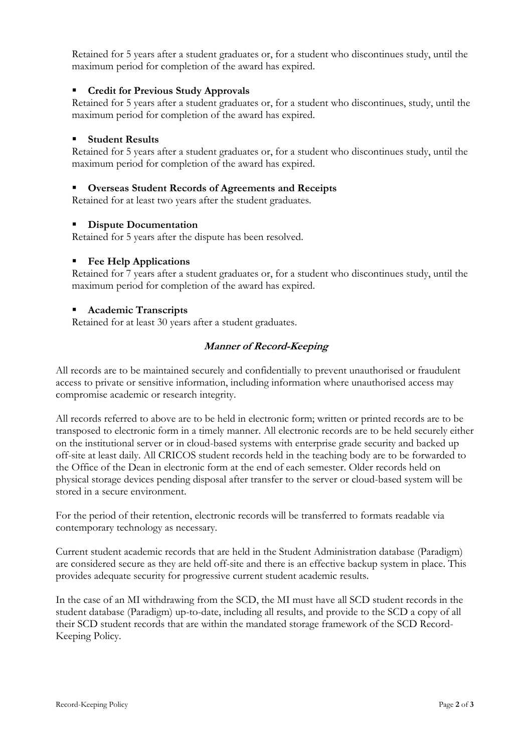Retained for 5 years after a student graduates or, for a student who discontinues study, until the maximum period for completion of the award has expired.

- **Credit for Previous Study Approvals**
  Retained for 5 years after a student graduates or, for a student who discontinues, study, until the maximum period for completion of the award has expired.

- **Student Results**
  Retained for 5 years after a student graduates or, for a student who discontinues study, until the maximum period for completion of the award has expired.

- **Overseas Student Records of Agreements and Receipts**
  Retained for at least two years after the student graduates.

- **Dispute Documentation**
  Retained for 5 years after the dispute has been resolved.

- **Fee Help Applications**
  Retained for 7 years after a student graduates or, for a student who discontinues study, until the maximum period for completion of the award has expired.

- **Academic Transcripts**
  Retained for at least 30 years after a student graduates.

### ***Manner of Record-Keeping***

All records are to be maintained securely and confidentially to prevent unauthorised or fraudulent access to private or sensitive information, including information where unauthorised access may compromise academic or research integrity.

All records referred to above are to be held in electronic form; written or printed records are to be transposed to electronic form in a timely manner. All electronic records are to be held securely either on the institutional server or in cloud-based systems with enterprise grade security and backed up off-site at least daily. All CRICOS student records held in the teaching body are to be forwarded to the Office of the Dean in electronic form at the end of each semester. Older records held on physical storage devices pending disposal after transfer to the server or cloud-based system will be stored in a secure environment.

For the period of their retention, electronic records will be transferred to formats readable via contemporary technology as necessary.

Current student academic records that are held in the Student Administration database (Paradigm) are considered secure as they are held off-site and there is an effective backup system in place. This provides adequate security for progressive current student academic results.

In the case of an MI withdrawing from the SCD, the MI must have all SCD student records in the student database (Paradigm) up-to-date, including all results, and provide to the SCD a copy of all their SCD student records that are within the mandated storage framework of the SCD Record-Keeping Policy.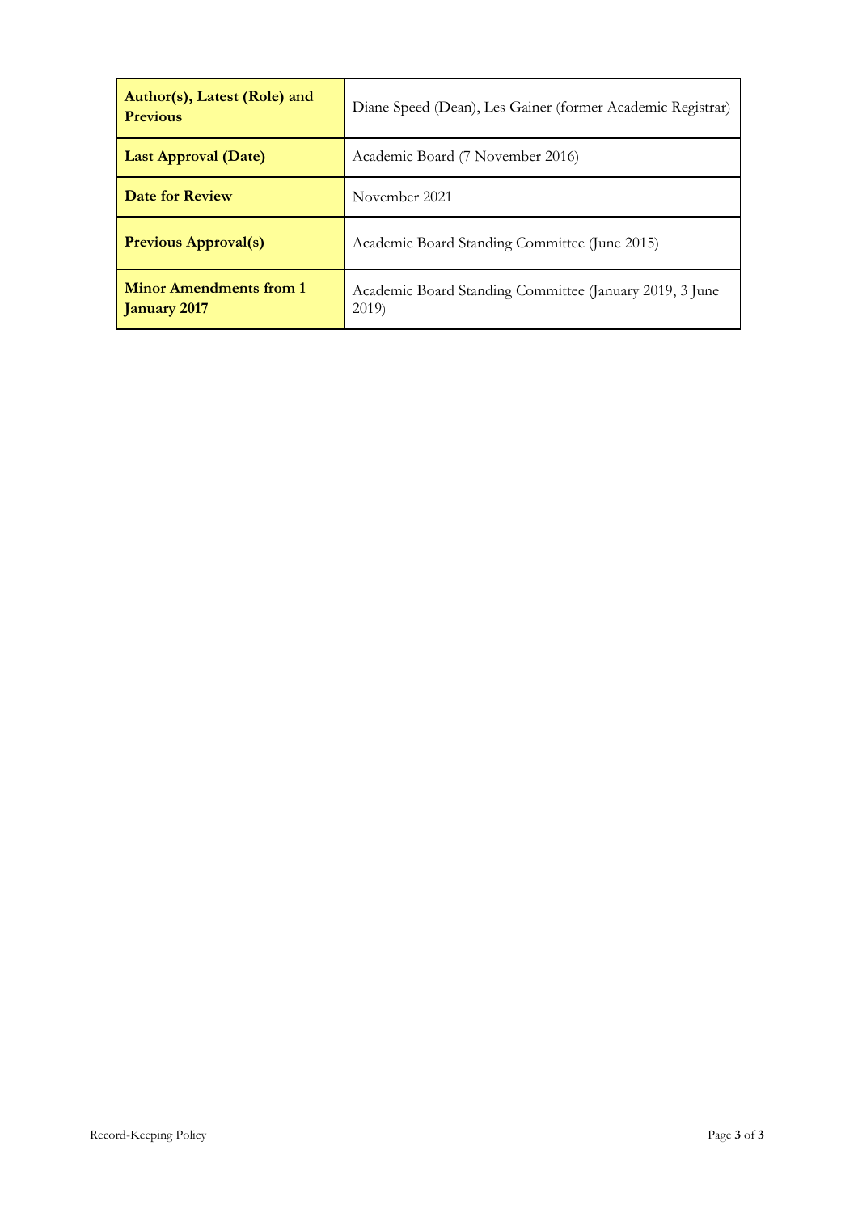| | |
|---|---|
| **Author(s), Latest (Role) and Previous** | Diane Speed (Dean), Les Gainer (former Academic Registrar) |
| **Last Approval (Date)** | Academic Board (7 November 2016) |
| **Date for Review** | November 2021 |
| **Previous Approval(s)** | Academic Board Standing Committee (June 2015) |
| **Minor Amendments from 1 January 2017** | Academic Board Standing Committee (January 2019, 3 June 2019) |